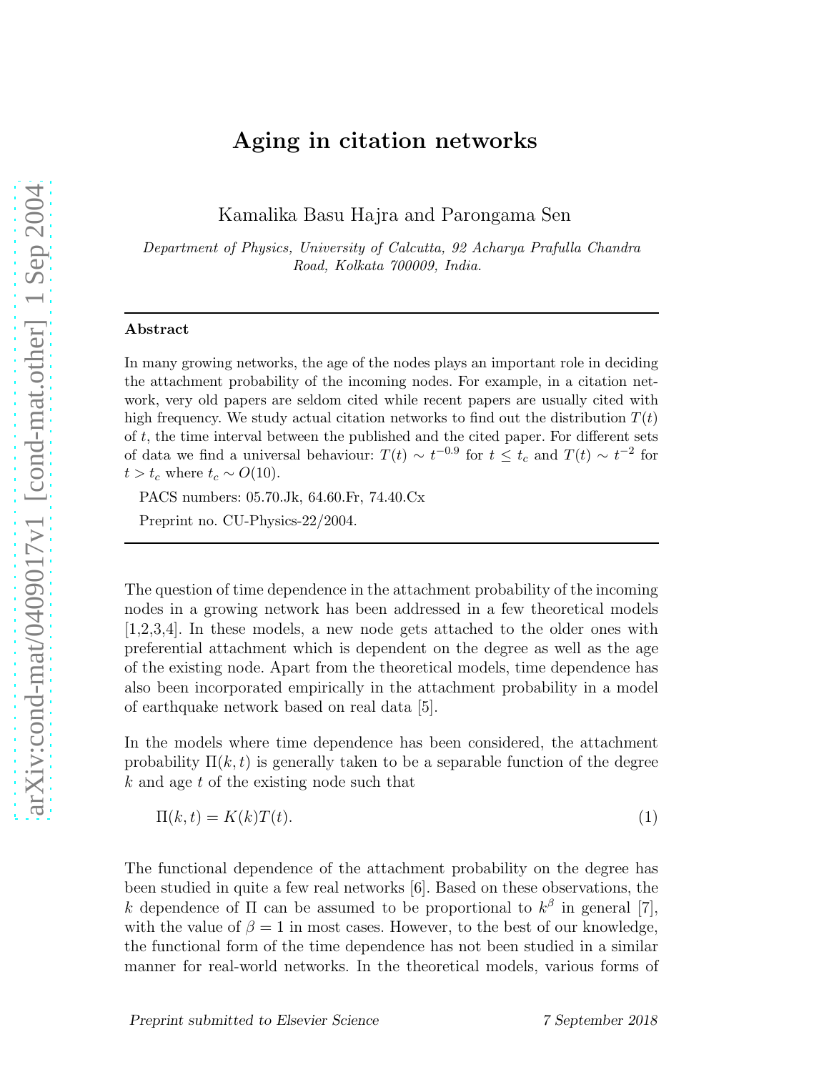# Aging in citation networks

Kamalika Basu Hajra and Parongama Sen

*Department of Physics, University of Calcutta, 92 Acharya Prafulla Chandra Road, Kolkata 700009, India.*

---

**Abstract**

In many growing networks, the age of the nodes plays an important role in deciding the attachment probability of the incoming nodes. For example, in a citation network, very old papers are seldom cited while recent papers are usually cited with high frequency. We study actual citation networks to find out the distribution $T(t)$ of $t$, the time interval between the published and the cited paper. For different sets of data we find a universal behaviour: $T(t) \sim t^{-0.9}$ for $t \leq t_c$ and $T(t) \sim t^{-2}$ for $t > t_c$ where $t_c \sim O(10)$.

PACS numbers: 05.70.Jk, 64.60.Fr, 74.40.Cx

Preprint no. CU-Physics-22/2004.

---

The question of time dependence in the attachment probability of the incoming nodes in a growing network has been addressed in a few theoretical models [1,2,3,4]. In these models, a new node gets attached to the older ones with preferential attachment which is dependent on the degree as well as the age of the existing node. Apart from the theoretical models, time dependence has also been incorporated empirically in the attachment probability in a model of earthquake network based on real data [5].

In the models where time dependence has been considered, the attachment probability $\Pi(k,t)$ is generally taken to be a separable function of the degree $k$ and age $t$ of the existing node such that

$$\Pi(k,t) = K(k)T(t). \tag{1}$$

The functional dependence of the attachment probability on the degree has been studied in quite a few real networks [6]. Based on these observations, the $k$ dependence of $\Pi$ can be assumed to be proportional to $k^{\beta}$ in general [7], with the value of $\beta = 1$ in most cases. However, to the best of our knowledge, the functional form of the time dependence has not been studied in a similar manner for real-world networks. In the theoretical models, various forms of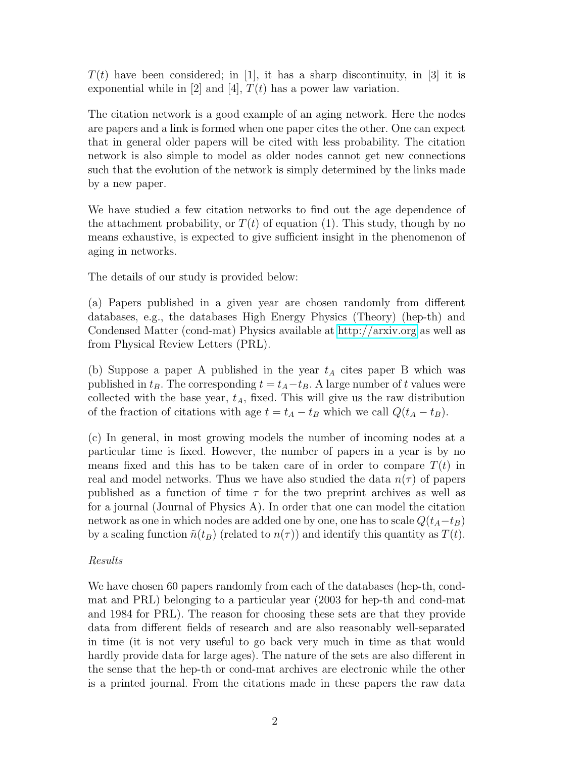$T(t)$ have been considered; in [1], it has a sharp discontinuity, in [3] it is exponential while in [2] and [4], $T(t)$ has a power law variation.

The citation network is a good example of an aging network. Here the nodes are papers and a link is formed when one paper cites the other. One can expect that in general older papers will be cited with less probability. The citation network is also simple to model as older nodes cannot get new connections such that the evolution of the network is simply determined by the links made by a new paper.

We have studied a few citation networks to find out the age dependence of the attachment probability, or $T(t)$ of equation (1). This study, though by no means exhaustive, is expected to give sufficient insight in the phenomenon of aging in networks.

The details of our study is provided below:

(a) Papers published in a given year are chosen randomly from different databases, e.g., the databases High Energy Physics (Theory) (hep-th) and Condensed Matter (cond-mat) Physics available at http://arxiv.org as well as from Physical Review Letters (PRL).

(b) Suppose a paper A published in the year $t_A$ cites paper B which was published in $t_B$. The corresponding $t = t_A - t_B$. A large number of $t$ values were collected with the base year, $t_A$, fixed. This will give us the raw distribution of the fraction of citations with age $t = t_A - t_B$ which we call $Q(t_A - t_B)$.

(c) In general, in most growing models the number of incoming nodes at a particular time is fixed. However, the number of papers in a year is by no means fixed and this has to be taken care of in order to compare $T(t)$ in real and model networks. Thus we have also studied the data $n(\tau)$ of papers published as a function of time $\tau$ for the two preprint archives as well as for a journal (Journal of Physics A). In order that one can model the citation network as one in which nodes are added one by one, one has to scale $Q(t_A - t_B)$ by a scaling function $\tilde{n}(t_B)$ (related to $n(\tau)$) and identify this quantity as $T(t)$.

*Results*

We have chosen 60 papers randomly from each of the databases (hep-th, cond-mat and PRL) belonging to a particular year (2003 for hep-th and cond-mat and 1984 for PRL). The reason for choosing these sets are that they provide data from different fields of research and are also reasonably well-separated in time (it is not very useful to go back very much in time as that would hardly provide data for large ages). The nature of the sets are also different in the sense that the hep-th or cond-mat archives are electronic while the other is a printed journal. From the citations made in these papers the raw data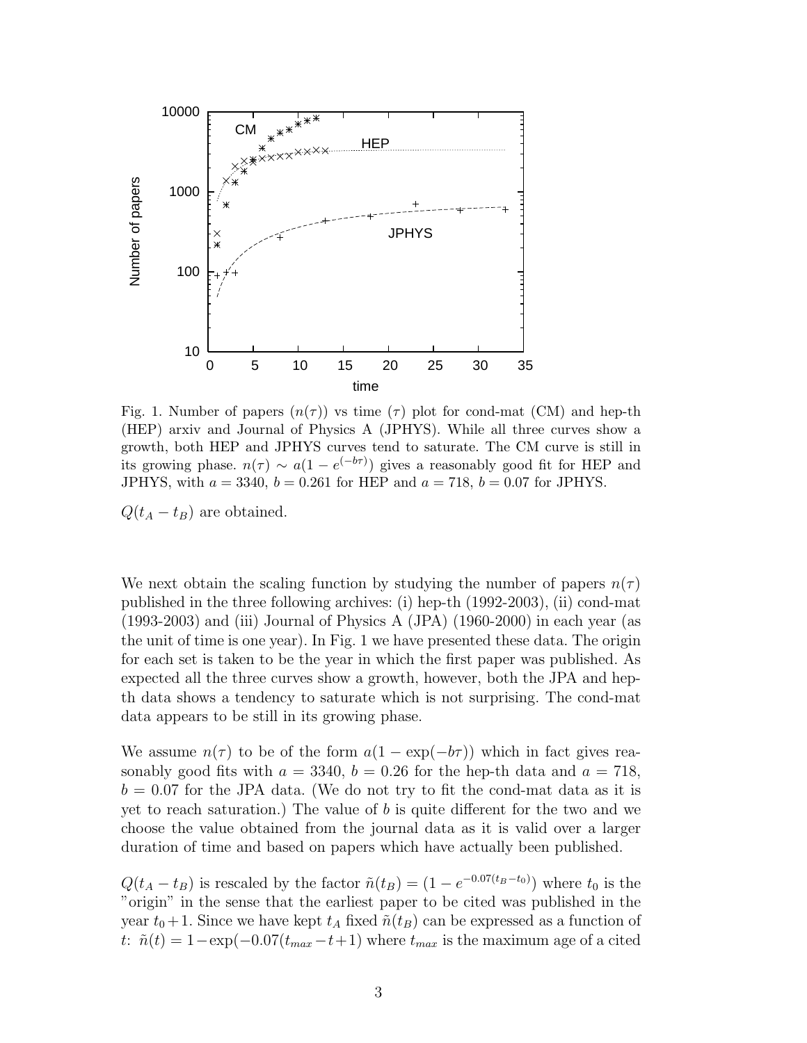Fig. 1. Number of papers ($n(\tau)$) vs time ($\tau$) plot for cond-mat (CM) and hep-th (HEP) arxiv and Journal of Physics A (JPHYS). While all three curves show a growth, both HEP and JPHYS curves tend to saturate. The CM curve is still in its growing phase. $n(\tau) \sim a(1 - e^{(-b\tau)})$ gives a reasonably good fit for HEP and JPHYS, with $a = 3340$, $b = 0.261$ for HEP and $a = 718$, $b = 0.07$ for JPHYS.

$Q(t_A - t_B)$ are obtained.

We next obtain the scaling function by studying the number of papers $n(\tau)$ published in the three following archives: (i) hep-th (1992-2003), (ii) cond-mat (1993-2003) and (iii) Journal of Physics A (JPA) (1960-2000) in each year (as the unit of time is one year). In Fig. 1 we have presented these data. The origin for each set is taken to be the year in which the first paper was published. As expected all the three curves show a growth, however, both the JPA and hep-th data shows a tendency to saturate which is not surprising. The cond-mat data appears to be still in its growing phase.

We assume $n(\tau)$ to be of the form $a(1 - \exp(-b\tau))$ which in fact gives reasonably good fits with $a = 3340$, $b = 0.26$ for the hep-th data and $a = 718$, $b = 0.07$ for the JPA data. (We do not try to fit the cond-mat data as it is yet to reach saturation.) The value of $b$ is quite different for the two and we choose the value obtained from the journal data as it is valid over a larger duration of time and based on papers which have actually been published.

$Q(t_A - t_B)$ is rescaled by the factor $\tilde{n}(t_B) = (1 - e^{-0.07(t_B - t_0)})$ where $t_0$ is the "origin" in the sense that the earliest paper to be cited was published in the year $t_0 + 1$. Since we have kept $t_A$ fixed $\tilde{n}(t_B)$ can be expressed as a function of $t$: $\tilde{n}(t) = 1 - \exp(-0.07(t_{max} - t + 1)$ where $t_{max}$ is the maximum age of a cited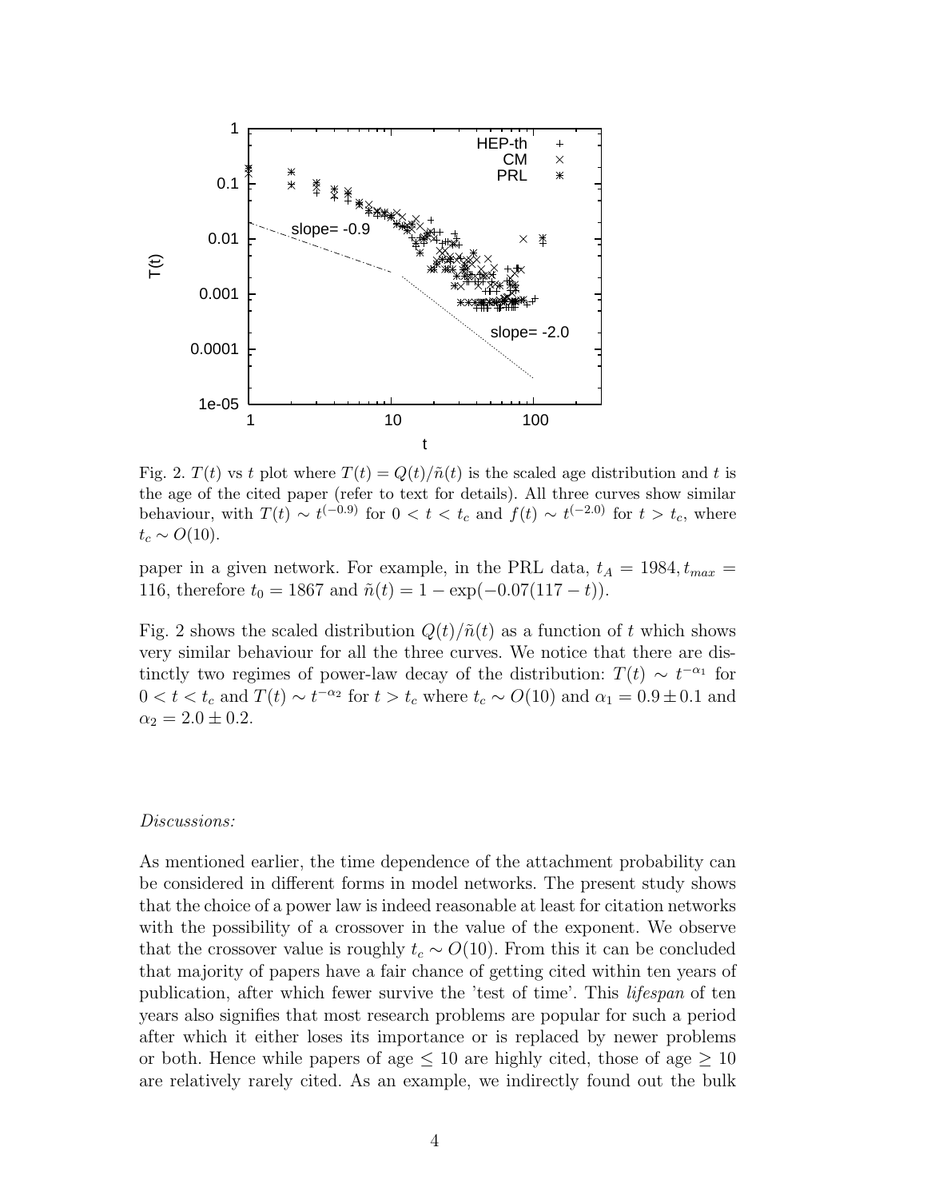Fig. 2. $T(t)$ vs $t$ plot where $T(t) = Q(t)/\tilde{n}(t)$ is the scaled age distribution and $t$ is the age of the cited paper (refer to text for details). All three curves show similar behaviour, with $T(t) \sim t^{(-0.9)}$ for $0 < t < t_c$ and $f(t) \sim t^{(-2.0)}$ for $t > t_c$, where $t_c \sim O(10)$.

paper in a given network. For example, in the PRL data, $t_A = 1984, t_{max} = 116$, therefore $t_0 = 1867$ and $\tilde{n}(t) = 1 - \exp(-0.07(117 - t))$.

Fig. 2 shows the scaled distribution $Q(t)/\tilde{n}(t)$ as a function of $t$ which shows very similar behaviour for all the three curves. We notice that there are distinctly two regimes of power-law decay of the distribution: $T(t) \sim t^{-\alpha_1}$ for $0 < t < t_c$ and $T(t) \sim t^{-\alpha_2}$ for $t > t_c$ where $t_c \sim O(10)$ and $\alpha_1 = 0.9 \pm 0.1$ and $\alpha_2 = 2.0 \pm 0.2$.

*Discussions:*

As mentioned earlier, the time dependence of the attachment probability can be considered in different forms in model networks. The present study shows that the choice of a power law is indeed reasonable at least for citation networks with the possibility of a crossover in the value of the exponent. We observe that the crossover value is roughly $t_c \sim O(10)$. From this it can be concluded that majority of papers have a fair chance of getting cited within ten years of publication, after which fewer survive the 'test of time'. This *lifespan* of ten years also signifies that most research problems are popular for such a period after which it either loses its importance or is replaced by newer problems or both. Hence while papers of age $\leq 10$ are highly cited, those of age $\geq 10$ are relatively rarely cited. As an example, we indirectly found out the bulk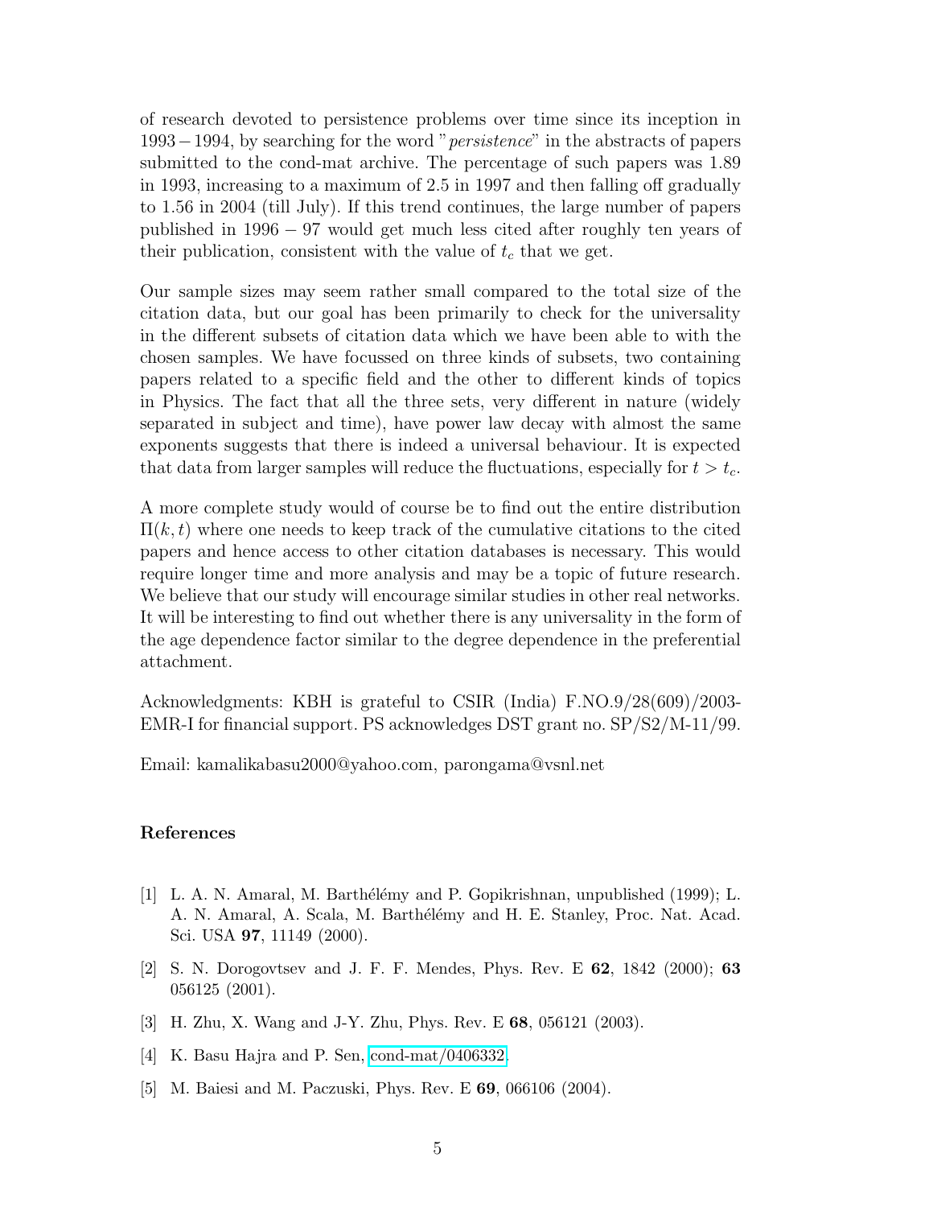of research devoted to persistence problems over time since its inception in $1993-1994$, by searching for the word "*persistence*" in the abstracts of papers submitted to the cond-mat archive. The percentage of such papers was 1.89 in 1993, increasing to a maximum of 2.5 in 1997 and then falling off gradually to 1.56 in 2004 (till July). If this trend continues, the large number of papers published in $1996-97$ would get much less cited after roughly ten years of their publication, consistent with the value of $t_c$ that we get.

Our sample sizes may seem rather small compared to the total size of the citation data, but our goal has been primarily to check for the universality in the different subsets of citation data which we have been able to with the chosen samples. We have focussed on three kinds of subsets, two containing papers related to a specific field and the other to different kinds of topics in Physics. The fact that all the three sets, very different in nature (widely separated in subject and time), have power law decay with almost the same exponents suggests that there is indeed a universal behaviour. It is expected that data from larger samples will reduce the fluctuations, especially for $t > t_c$.

A more complete study would of course be to find out the entire distribution $\Pi(k,t)$ where one needs to keep track of the cumulative citations to the cited papers and hence access to other citation databases is necessary. This would require longer time and more analysis and may be a topic of future research. We believe that our study will encourage similar studies in other real networks. It will be interesting to find out whether there is any universality in the form of the age dependence factor similar to the degree dependence in the preferential attachment.

Acknowledgments: KBH is grateful to CSIR (India) F.NO.9/28(609)/2003-EMR-I for financial support. PS acknowledges DST grant no. SP/S2/M-11/99.

Email: kamalikabasu2000@yahoo.com, parongama@vsnl.net

## References

[1] L. A. N. Amaral, M. Barthélémy and P. Gopikrishnan, unpublished (1999); L. A. N. Amaral, A. Scala, M. Barthélémy and H. E. Stanley, Proc. Nat. Acad. Sci. USA **97**, 11149 (2000).

[2] S. N. Dorogovtsev and J. F. F. Mendes, Phys. Rev. E **62**, 1842 (2000); **63** 056125 (2001).

[3] H. Zhu, X. Wang and J-Y. Zhu, Phys. Rev. E **68**, 056121 (2003).

[4] K. Basu Hajra and P. Sen, cond-mat/0406332.

[5] M. Baiesi and M. Paczuski, Phys. Rev. E **69**, 066106 (2004).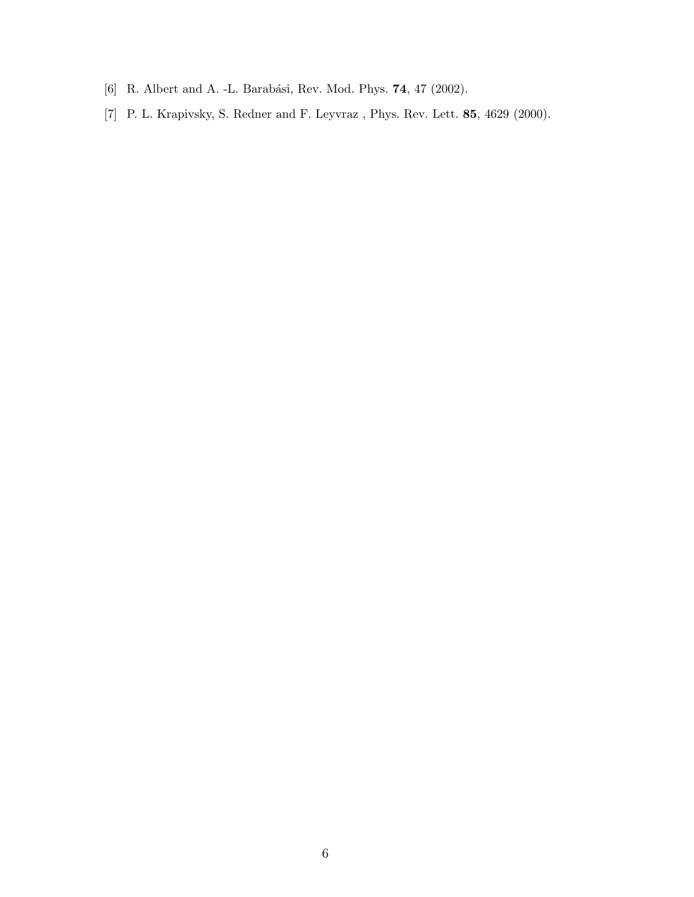[6] R. Albert and A. -L. Barabási, Rev. Mod. Phys. **74**, 47 (2002).

[7] P. L. Krapivsky, S. Redner and F. Leyvraz , Phys. Rev. Lett. **85**, 4629 (2000).